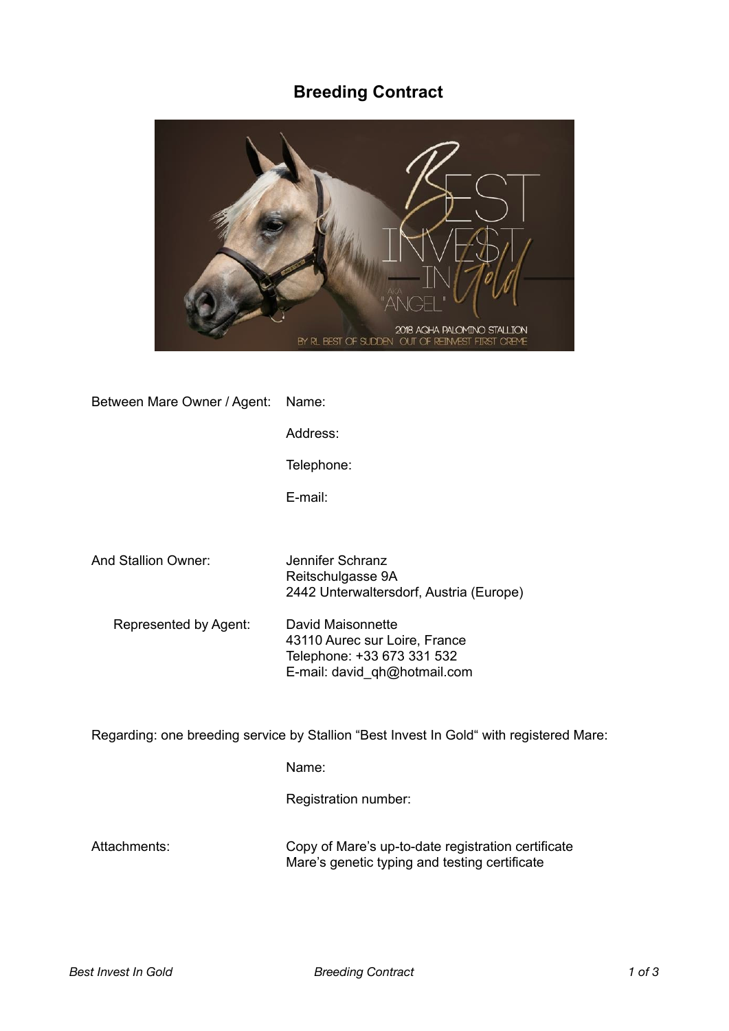# Breeding Contract

| | |
|---|---|
| Between Mare Owner / Agent: | Name: |
| | Address: |
| | Telephone: |
| | E-mail: |

| | |
|---|---|
| And Stallion Owner: | Jennifer Schranz<br>Reitschulgasse 9A<br>2442 Unterwaltersdorf, Austria (Europe) |
| Represented by Agent: | David Maisonnette<br>43110 Aurec sur Loire, France<br>Telephone: +33 673 331 532<br>E-mail: david_qh@hotmail.com |

Regarding: one breeding service by Stallion "Best Invest In Gold" with registered Mare:

Name:

Registration number:

| | |
|---|---|
| Attachments: | Copy of Mare's up-to-date registration certificate<br>Mare's genetic typing and testing certificate |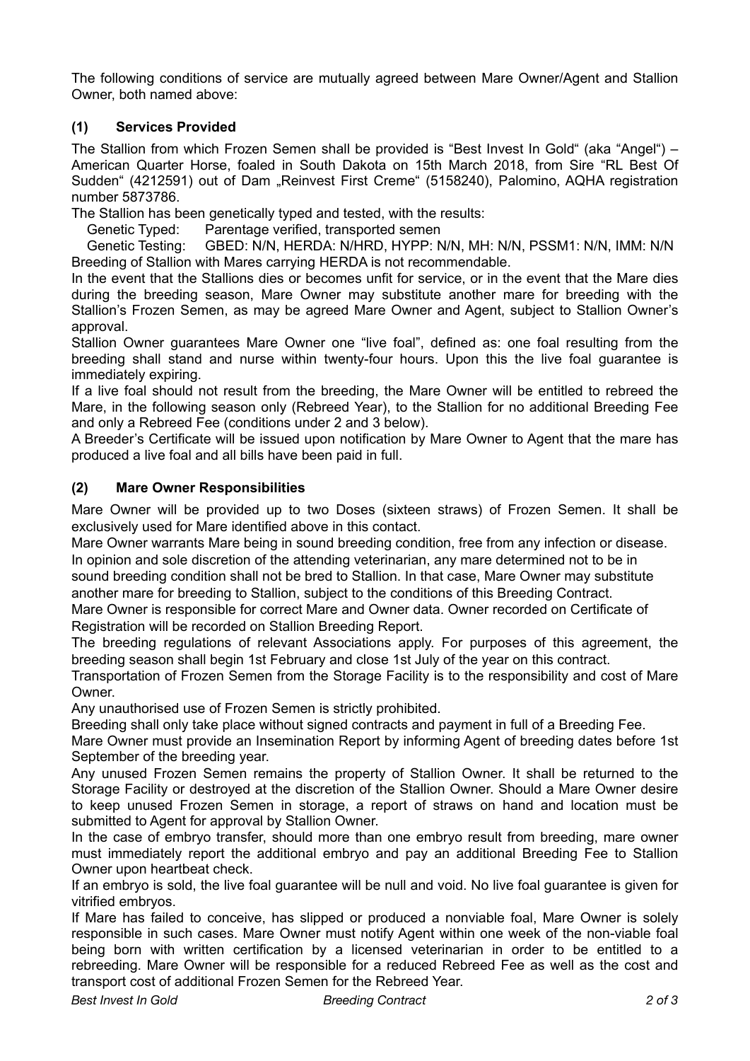The following conditions of service are mutually agreed between Mare Owner/Agent and Stallion Owner, both named above:

## (1) Services Provided

The Stallion from which Frozen Semen shall be provided is "Best Invest In Gold" (aka "Angel") – American Quarter Horse, foaled in South Dakota on 15th March 2018, from Sire "RL Best Of Sudden" (4212591) out of Dam „Reinvest First Creme" (5158240), Palomino, AQHA registration number 5873786.

The Stallion has been genetically typed and tested, with the results:

Genetic Typed: Parentage verified, transported semen

Genetic Testing: GBED: N/N, HERDA: N/HRD, HYPP: N/N, MH: N/N, PSSM1: N/N, IMM: N/N

Breeding of Stallion with Mares carrying HERDA is not recommendable.

In the event that the Stallions dies or becomes unfit for service, or in the event that the Mare dies during the breeding season, Mare Owner may substitute another mare for breeding with the Stallion's Frozen Semen, as may be agreed Mare Owner and Agent, subject to Stallion Owner's approval.

Stallion Owner guarantees Mare Owner one "live foal", defined as: one foal resulting from the breeding shall stand and nurse within twenty-four hours. Upon this the live foal guarantee is immediately expiring.

If a live foal should not result from the breeding, the Mare Owner will be entitled to rebreed the Mare, in the following season only (Rebreed Year), to the Stallion for no additional Breeding Fee and only a Rebreed Fee (conditions under 2 and 3 below).

A Breeder's Certificate will be issued upon notification by Mare Owner to Agent that the mare has produced a live foal and all bills have been paid in full.

## (2) Mare Owner Responsibilities

Mare Owner will be provided up to two Doses (sixteen straws) of Frozen Semen. It shall be exclusively used for Mare identified above in this contact.

Mare Owner warrants Mare being in sound breeding condition, free from any infection or disease.

In opinion and sole discretion of the attending veterinarian, any mare determined not to be in sound breeding condition shall not be bred to Stallion. In that case, Mare Owner may substitute another mare for breeding to Stallion, subject to the conditions of this Breeding Contract.

Mare Owner is responsible for correct Mare and Owner data. Owner recorded on Certificate of Registration will be recorded on Stallion Breeding Report.

The breeding regulations of relevant Associations apply. For purposes of this agreement, the breeding season shall begin 1st February and close 1st July of the year on this contract.

Transportation of Frozen Semen from the Storage Facility is to the responsibility and cost of Mare Owner.

Any unauthorised use of Frozen Semen is strictly prohibited.

Breeding shall only take place without signed contracts and payment in full of a Breeding Fee.

Mare Owner must provide an Insemination Report by informing Agent of breeding dates before 1st September of the breeding year.

Any unused Frozen Semen remains the property of Stallion Owner. It shall be returned to the Storage Facility or destroyed at the discretion of the Stallion Owner. Should a Mare Owner desire to keep unused Frozen Semen in storage, a report of straws on hand and location must be submitted to Agent for approval by Stallion Owner.

In the case of embryo transfer, should more than one embryo result from breeding, mare owner must immediately report the additional embryo and pay an additional Breeding Fee to Stallion Owner upon heartbeat check.

If an embryo is sold, the live foal guarantee will be null and void. No live foal guarantee is given for vitrified embryos.

If Mare has failed to conceive, has slipped or produced a nonviable foal, Mare Owner is solely responsible in such cases. Mare Owner must notify Agent within one week of the non-viable foal being born with written certification by a licensed veterinarian in order to be entitled to a rebreeding. Mare Owner will be responsible for a reduced Rebreed Fee as well as the cost and transport cost of additional Frozen Semen for the Rebreed Year.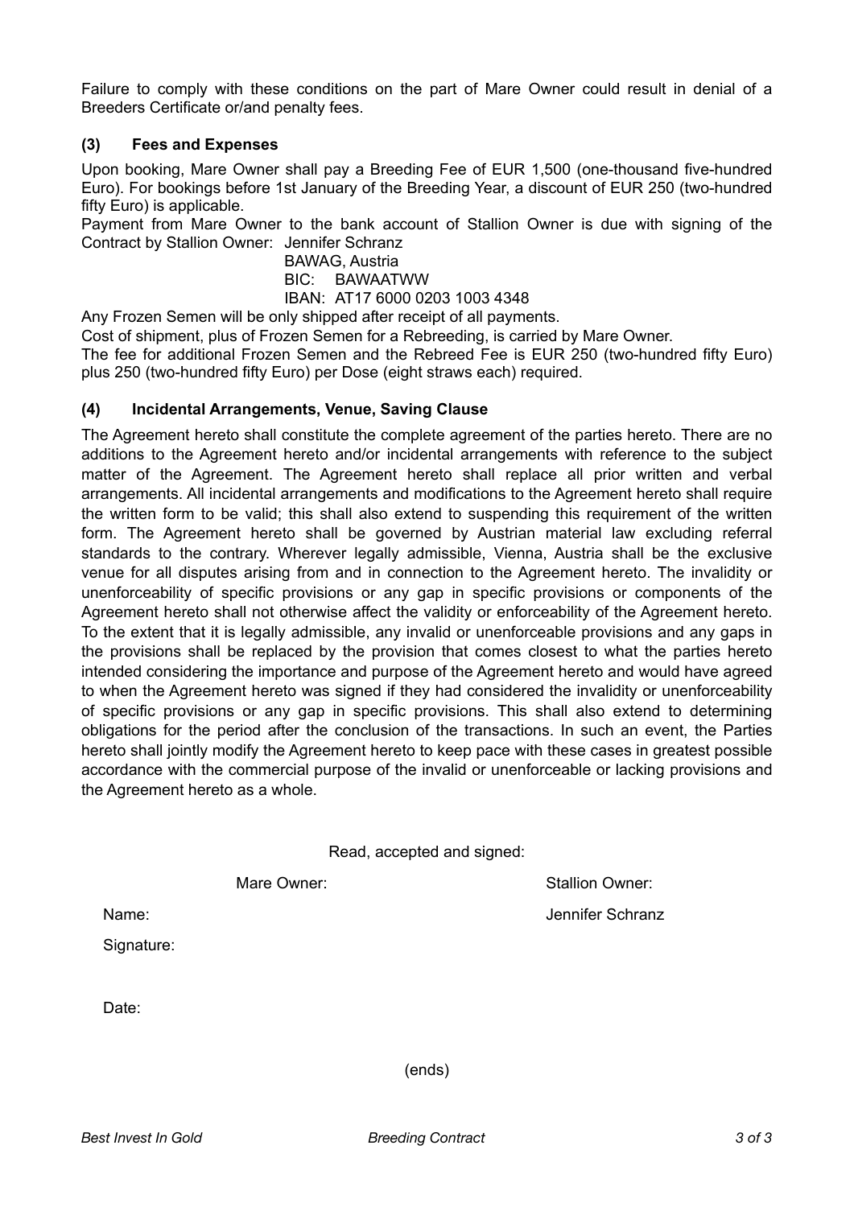Failure to comply with these conditions on the part of Mare Owner could result in denial of a Breeders Certificate or/and penalty fees.

### (3) Fees and Expenses

Upon booking, Mare Owner shall pay a Breeding Fee of EUR 1,500 (one-thousand five-hundred Euro). For bookings before 1st January of the Breeding Year, a discount of EUR 250 (two-hundred fifty Euro) is applicable.

Payment from Mare Owner to the bank account of Stallion Owner is due with signing of the Contract by Stallion Owner: Jennifer Schranz
BAWAG, Austria
BIC: BAWAATWW
IBAN: AT17 6000 0203 1003 4348

Any Frozen Semen will be only shipped after receipt of all payments.

Cost of shipment, plus of Frozen Semen for a Rebreeding, is carried by Mare Owner.

The fee for additional Frozen Semen and the Rebreed Fee is EUR 250 (two-hundred fifty Euro) plus 250 (two-hundred fifty Euro) per Dose (eight straws each) required.

### (4) Incidental Arrangements, Venue, Saving Clause

The Agreement hereto shall constitute the complete agreement of the parties hereto. There are no additions to the Agreement hereto and/or incidental arrangements with reference to the subject matter of the Agreement. The Agreement hereto shall replace all prior written and verbal arrangements. All incidental arrangements and modifications to the Agreement hereto shall require the written form to be valid; this shall also extend to suspending this requirement of the written form. The Agreement hereto shall be governed by Austrian material law excluding referral standards to the contrary. Wherever legally admissible, Vienna, Austria shall be the exclusive venue for all disputes arising from and in connection to the Agreement hereto. The invalidity or unenforceability of specific provisions or any gap in specific provisions or components of the Agreement hereto shall not otherwise affect the validity or enforceability of the Agreement hereto. To the extent that it is legally admissible, any invalid or unenforceable provisions and any gaps in the provisions shall be replaced by the provision that comes closest to what the parties hereto intended considering the importance and purpose of the Agreement hereto and would have agreed to when the Agreement hereto was signed if they had considered the invalidity or unenforceability of specific provisions or any gap in specific provisions. This shall also extend to determining obligations for the period after the conclusion of the transactions. In such an event, the Parties hereto shall jointly modify the Agreement hereto to keep pace with these cases in greatest possible accordance with the commercial purpose of the invalid or unenforceable or lacking provisions and the Agreement hereto as a whole.

Read, accepted and signed:

| | Mare Owner: | Stallion Owner: |
|---|---|---|
| Name: | | Jennifer Schranz |
| Signature: | | |
| Date: | | |

(ends)